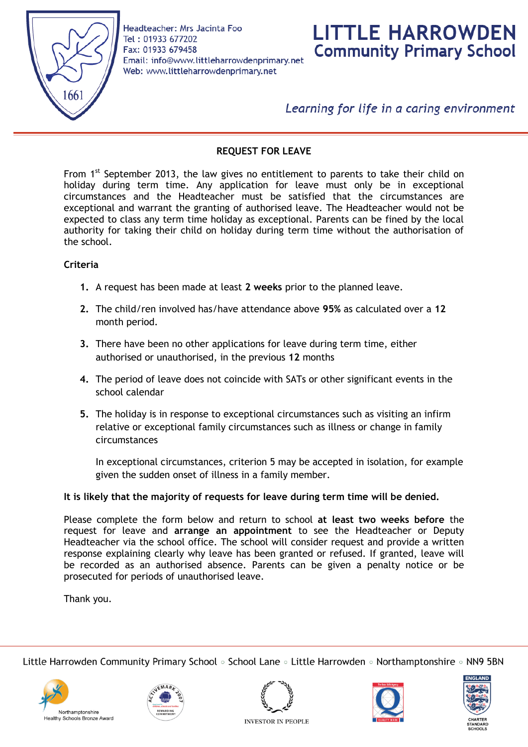Headteacher: Mrs Jacinta Foo
Tel : 01933 677202
Fax: 01933 679458
Email: info@www.littleharrowdenprimary.net
Web: www.littleharrowdenprimary.net

# LITTLE HARROWDEN Community Primary School

*Learning for life in a caring environment*

## REQUEST FOR LEAVE

From 1st September 2013, the law gives no entitlement to parents to take their child on holiday during term time. Any application for leave must only be in exceptional circumstances and the Headteacher must be satisfied that the circumstances are exceptional and warrant the granting of authorised leave. The Headteacher would not be expected to class any term time holiday as exceptional. Parents can be fined by the local authority for taking their child on holiday during term time without the authorisation of the school.

### Criteria

1. A request has been made at least **2 weeks** prior to the planned leave.
2. The child/ren involved has/have attendance above **95%** as calculated over a **12** month period.
3. There have been no other applications for leave during term time, either authorised or unauthorised, in the previous **12** months
4. The period of leave does not coincide with SATs or other significant events in the school calendar
5. The holiday is in response to exceptional circumstances such as visiting an infirm relative or exceptional family circumstances such as illness or change in family circumstances

   In exceptional circumstances, criterion 5 may be accepted in isolation, for example given the sudden onset of illness in a family member.

**It is likely that the majority of requests for leave during term time will be denied.**

Please complete the form below and return to school **at least two weeks before** the request for leave and **arrange an appointment** to see the Headteacher or Deputy Headteacher via the school office. The school will consider request and provide a written response explaining clearly why leave has been granted or refused. If granted, leave will be recorded as an authorised absence. Parents can be given a penalty notice or be prosecuted for periods of unauthorised leave.

Thank you.

Little Harrowden Community Primary School ◦ School Lane ◦ Little Harrowden ◦ Northamptonshire ◦ NN9 5BN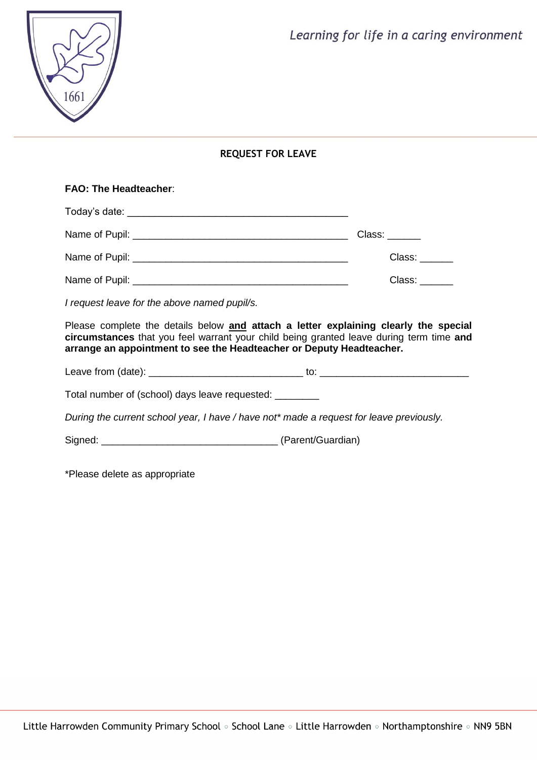*Learning for life in a caring environment*

## REQUEST FOR LEAVE

**FAO: The Headteacher**:

Today's date: ________________________________________

Name of Pupil: ________________________________________ Class: ______

Name of Pupil: ________________________________________ Class: ______

Name of Pupil: ________________________________________ Class: ______

*I request leave for the above named pupil/s.*

Please complete the details below **and attach a letter explaining clearly the special circumstances** that you feel warrant your child being granted leave during term time **and arrange an appointment to see the Headteacher or Deputy Headteacher.**

Leave from (date): ____________________________ to: ___________________________

Total number of (school) days leave requested: ________

*During the current school year, I have / have not* made a request for leave previously.*

Signed: ________________________________ (Parent/Guardian)

*Please delete as appropriate

Little Harrowden Community Primary School ◦ School Lane ◦ Little Harrowden ◦ Northamptonshire ◦ NN9 5BN